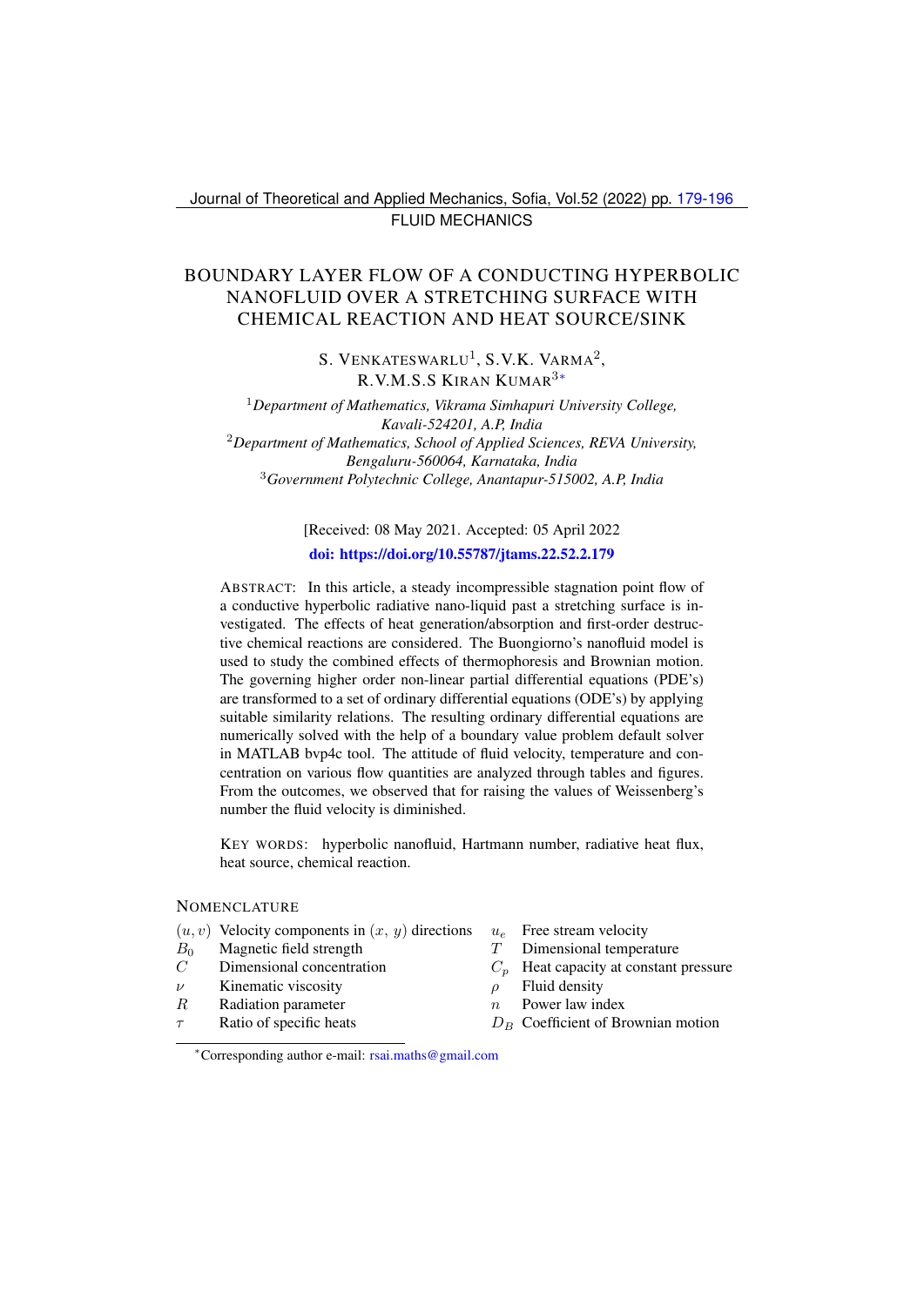FLUID MECHANICS

# BOUNDARY LAYER FLOW OF A CONDUCTING HYPERBOLIC NANOFLUID OVER A STRETCHING SURFACE WITH CHEMICAL REACTION AND HEAT SOURCE/SINK

S. VENKATESWARLU[1], S.V.K. VARMA[2], R.V.M.S.S KIRAN KUMAR[3*]

[1]*Department of Mathematics, Vikrama Simhapuri University College, Kavali-524201, A.P, India*
[2]*Department of Mathematics, School of Applied Sciences, REVA University, Bengaluru-560064, Karnataka, India*
[3]*Government Polytechnic College, Anantapur-515002, A.P, India*

[Received: 08 May 2021. Accepted: 05 April 2022

**doi: https://doi.org/10.55787/jtams.22.52.2.179**

ABSTRACT: In this article, a steady incompressible stagnation point flow of a conductive hyperbolic radiative nano-liquid past a stretching surface is investigated. The effects of heat generation/absorption and first-order destructive chemical reactions are considered. The Buongiorno's nanofluid model is used to study the combined effects of thermophoresis and Brownian motion. The governing higher order non-linear partial differential equations (PDE's) are transformed to a set of ordinary differential equations (ODE's) by applying suitable similarity relations. The resulting ordinary differential equations are numerically solved with the help of a boundary value problem default solver in MATLAB bvp4c tool. The attitude of fluid velocity, temperature and concentration on various flow quantities are analyzed through tables and figures. From the outcomes, we observed that for raising the values of Weissenberg's number the fluid velocity is diminished.

KEY WORDS: hyperbolic nanofluid, Hartmann number, radiative heat flux, heat source, chemical reaction.

## NOMENCLATURE

| | | | |
|---|---|---|---|
| $(u, v)$ | Velocity components in $(x,\ y)$ directions | $u_e$ | Free stream velocity |
| $B_0$ | Magnetic field strength | $T$ | Dimensional temperature |
| $C$ | Dimensional concentration | $C_p$ | Heat capacity at constant pressure |
| $\nu$ | Kinematic viscosity | $\rho$ | Fluid density |
| $R$ | Radiation parameter | $n$ | Power law index |
| $\tau$ | Ratio of specific heats | $D_B$ | Coefficient of Brownian motion |

[*]Corresponding author e-mail: rsai.maths@gmail.com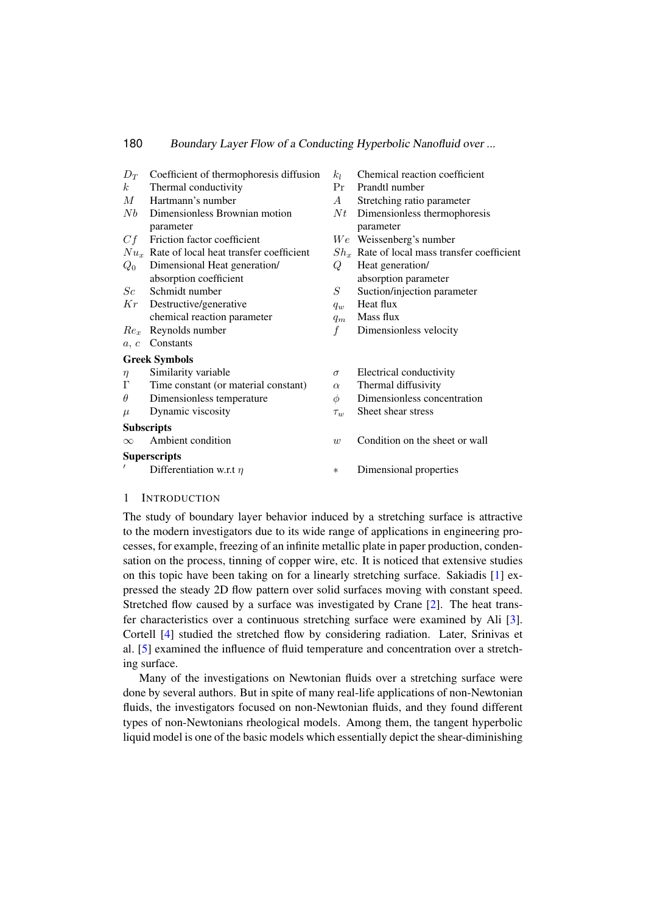| | | | |
|---|---|---|---|
| $D_T$ | Coefficient of thermophoresis diffusion | $k_l$ | Chemical reaction coefficient |
| $k$ | Thermal conductivity | $\Pr$ | Prandtl number |
| $M$ | Hartmann's number | $A$ | Stretching ratio parameter |
| $Nb$ | Dimensionless Brownian motion parameter | $Nt$ | Dimensionless thermophoresis parameter |
| $Cf$ | Friction factor coefficient | $We$ | Weissenberg's number |
| $Nu_x$ | Rate of local heat transfer coefficient | $Sh_x$ | Rate of local mass transfer coefficient |
| $Q_0$ | Dimensional Heat generation/ absorption coefficient | $Q$ | Heat generation/ absorption parameter |
| $Sc$ | Schmidt number | $S$ | Suction/injection parameter |
| $Kr$ | Destructive/generative chemical reaction parameter | $q_w$ | Heat flux |
| | | $q_m$ | Mass flux |
| $Re_x$ | Reynolds number | $f$ | Dimensionless velocity |
| $a,\ c$ | Constants | | |

**Greek Symbols**

| | | | |
|---|---|---|---|
| $\eta$ | Similarity variable | $\sigma$ | Electrical conductivity |
| $\Gamma$ | Time constant (or material constant) | $\alpha$ | Thermal diffusivity |
| $\theta$ | Dimensionless temperature | $\phi$ | Dimensionless concentration |
| $\mu$ | Dynamic viscosity | $\tau_w$ | Sheet shear stress |

**Subscripts**

| | | | |
|---|---|---|---|
| $\infty$ | Ambient condition | $w$ | Condition on the sheet or wall |

**Superscripts**

| | | | |
|---|---|---|---|
| $'$ | Differentiation w.r.t $\eta$ | $*$ | Dimensional properties |

## 1 Introduction

The study of boundary layer behavior induced by a stretching surface is attractive to the modern investigators due to its wide range of applications in engineering processes, for example, freezing of an infinite metallic plate in paper production, condensation on the process, tinning of copper wire, etc. It is noticed that extensive studies on this topic have been taking on for a linearly stretching surface. Sakiadis [1] expressed the steady 2D flow pattern over solid surfaces moving with constant speed. Stretched flow caused by a surface was investigated by Crane [2]. The heat transfer characteristics over a continuous stretching surface were examined by Ali [3]. Cortell [4] studied the stretched flow by considering radiation. Later, Srinivas et al. [5] examined the influence of fluid temperature and concentration over a stretching surface.

Many of the investigations on Newtonian fluids over a stretching surface were done by several authors. But in spite of many real-life applications of non-Newtonian fluids, the investigators focused on non-Newtonian fluids, and they found different types of non-Newtonians rheological models. Among them, the tangent hyperbolic liquid model is one of the basic models which essentially depict the shear-diminishing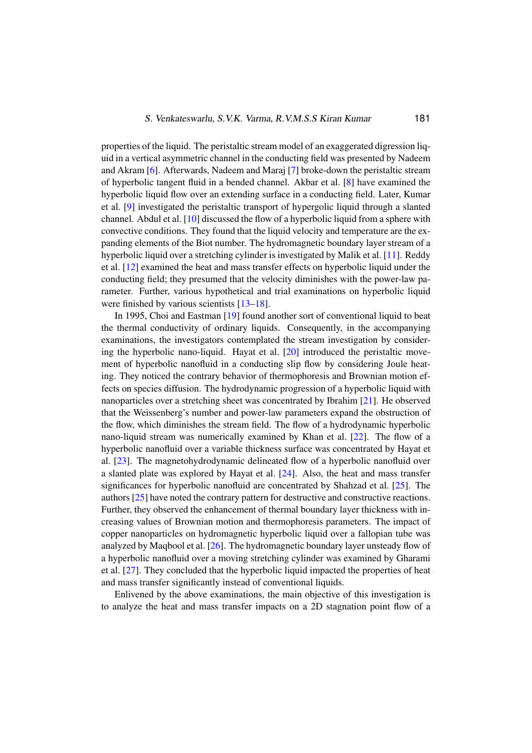properties of the liquid. The peristaltic stream model of an exaggerated digression liquid in a vertical asymmetric channel in the conducting field was presented by Nadeem and Akram [6]. Afterwards, Nadeem and Maraj [7] broke-down the peristaltic stream of hyperbolic tangent fluid in a bended channel. Akbar et al. [8] have examined the hyperbolic liquid flow over an extending surface in a conducting field. Later, Kumar et al. [9] investigated the peristaltic transport of hypergolic liquid through a slanted channel. Abdul et al. [10] discussed the flow of a hyperbolic liquid from a sphere with convective conditions. They found that the liquid velocity and temperature are the expanding elements of the Biot number. The hydromagnetic boundary layer stream of a hyperbolic liquid over a stretching cylinder is investigated by Malik et al. [11]. Reddy et al. [12] examined the heat and mass transfer effects on hyperbolic liquid under the conducting field; they presumed that the velocity diminishes with the power-law parameter. Further, various hypothetical and trial examinations on hyperbolic liquid were finished by various scientists [13–18].

In 1995, Choi and Eastman [19] found another sort of conventional liquid to beat the thermal conductivity of ordinary liquids. Consequently, in the accompanying examinations, the investigators contemplated the stream investigation by considering the hyperbolic nano-liquid. Hayat et al. [20] introduced the peristaltic movement of hyperbolic nanofluid in a conducting slip flow by considering Joule heating. They noticed the contrary behavior of thermophoresis and Brownian motion effects on species diffusion. The hydrodynamic progression of a hyperbolic liquid with nanoparticles over a stretching sheet was concentrated by Ibrahim [21]. He observed that the Weissenberg's number and power-law parameters expand the obstruction of the flow, which diminishes the stream field. The flow of a hydrodynamic hyperbolic nano-liquid stream was numerically examined by Khan et al. [22]. The flow of a hyperbolic nanofluid over a variable thickness surface was concentrated by Hayat et al. [23]. The magnetohydrodynamic delineated flow of a hyperbolic nanofluid over a slanted plate was explored by Hayat et al. [24]. Also, the heat and mass transfer significances for hyperbolic nanofluid are concentrated by Shahzad et al. [25]. The authors [25] have noted the contrary pattern for destructive and constructive reactions. Further, they observed the enhancement of thermal boundary layer thickness with increasing values of Brownian motion and thermophoresis parameters. The impact of copper nanoparticles on hydromagnetic hyperbolic liquid over a fallopian tube was analyzed by Maqbool et al. [26]. The hydromagnetic boundary layer unsteady flow of a hyperbolic nanofluid over a moving stretching cylinder was examined by Gharami et al. [27]. They concluded that the hyperbolic liquid impacted the properties of heat and mass transfer significantly instead of conventional liquids.

Enlivened by the above examinations, the main objective of this investigation is to analyze the heat and mass transfer impacts on a 2D stagnation point flow of a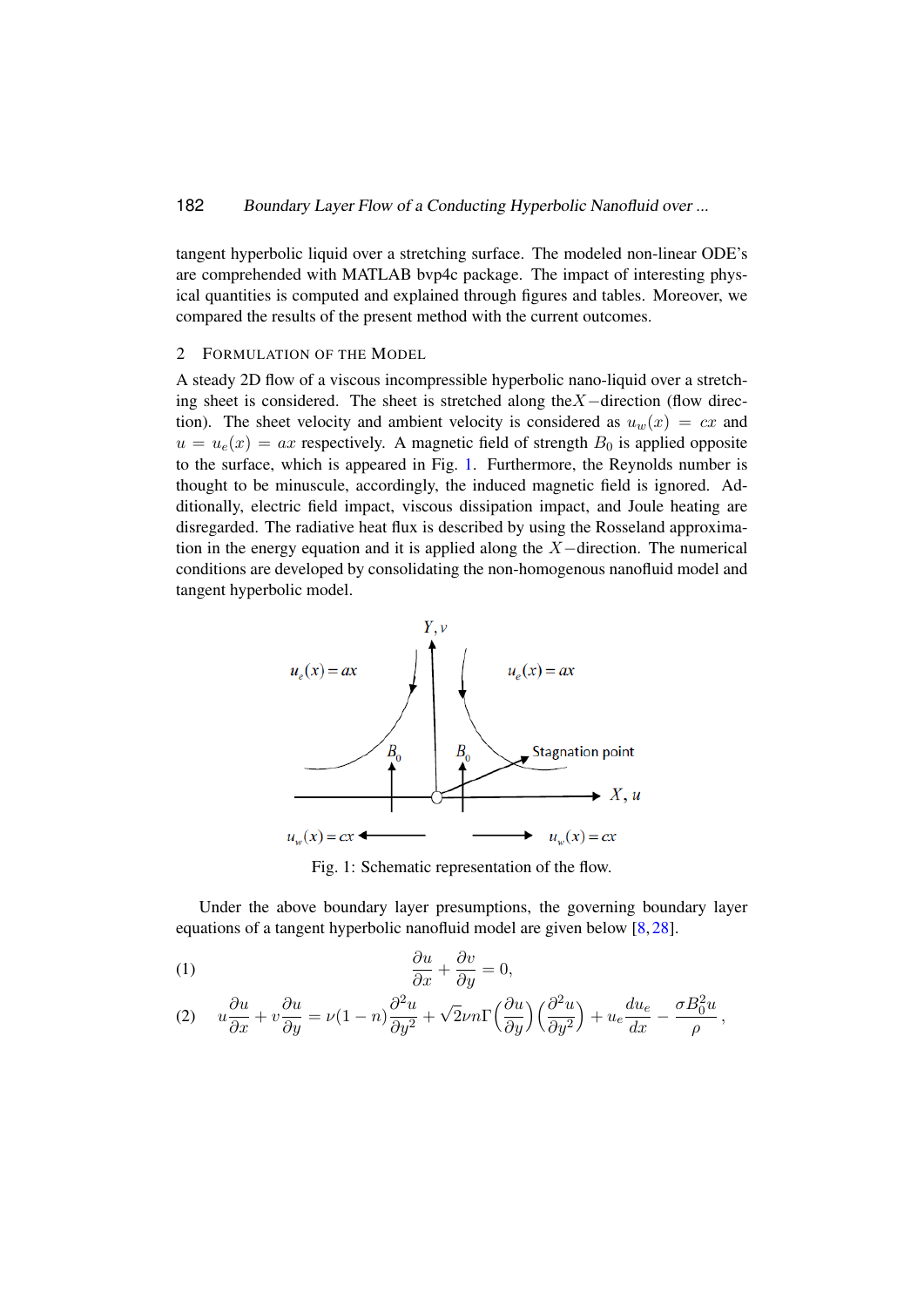tangent hyperbolic liquid over a stretching surface. The modeled non-linear ODE's are comprehended with MATLAB bvp4c package. The impact of interesting physical quantities is computed and explained through figures and tables. Moreover, we compared the results of the present method with the current outcomes.

## 2 Formulation of the Model

A steady 2D flow of a viscous incompressible hyperbolic nano-liquid over a stretching sheet is considered. The sheet is stretched along the $X-$direction (flow direction). The sheet velocity and ambient velocity is considered as $u_w(x) = cx$ and $u = u_e(x) = ax$ respectively. A magnetic field of strength $B_0$ is applied opposite to the surface, which is appeared in Fig. 1. Furthermore, the Reynolds number is thought to be minuscule, accordingly, the induced magnetic field is ignored. Additionally, electric field impact, viscous dissipation impact, and Joule heating are disregarded. The radiative heat flux is described by using the Rosseland approximation in the energy equation and it is applied along the $X-$direction. The numerical conditions are developed by consolidating the non-homogenous nanofluid model and tangent hyperbolic model.

Fig. 1: Schematic representation of the flow.

Under the above boundary layer presumptions, the governing boundary layer equations of a tangent hyperbolic nanofluid model are given below [8, 28].

$$\frac{\partial u}{\partial x} + \frac{\partial v}{\partial y} = 0, \tag{1}$$

$$u\frac{\partial u}{\partial x} + v\frac{\partial u}{\partial y} = \nu(1-n)\frac{\partial^2 u}{\partial y^2} + \sqrt{2}\nu n\Gamma\left(\frac{\partial u}{\partial y}\right)\left(\frac{\partial^2 u}{\partial y^2}\right) + u_e\frac{du_e}{dx} - \frac{\sigma B_0^2 u}{\rho}, \tag{2}$$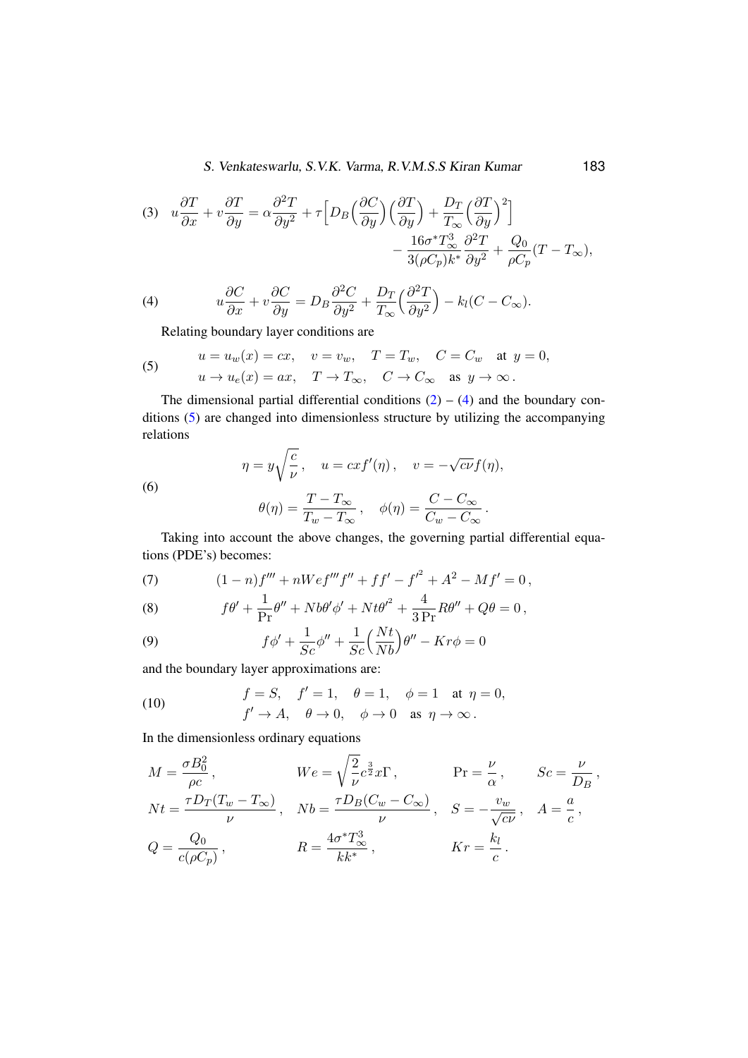$$
u\frac{\partial T}{\partial x}+v\frac{\partial T}{\partial y}=\alpha\frac{\partial^2 T}{\partial y^2}+\tau\Big[D_B\Big(\frac{\partial C}{\partial y}\Big)\Big(\frac{\partial T}{\partial y}\Big)+\frac{D_T}{T_\infty}\Big(\frac{\partial T}{\partial y}\Big)^2\Big]-\frac{16\sigma^* T_\infty^3}{3(\rho C_p)k^*}\frac{\partial^2 T}{\partial y^2}+\frac{Q_0}{\rho C_p}(T-T_\infty), \tag{3}
$$

$$
u\frac{\partial C}{\partial x}+v\frac{\partial C}{\partial y}=D_B\frac{\partial^2 C}{\partial y^2}+\frac{D_T}{T_\infty}\Big(\frac{\partial^2 T}{\partial y^2}\Big)-k_l(C-C_\infty). \tag{4}
$$

Relating boundary layer conditions are

$$
\begin{aligned}
&u=u_w(x)=cx, \quad v=v_w, \quad T=T_w, \quad C=C_w \quad \text{at } y=0,\\
&u\to u_e(x)=ax, \quad T\to T_\infty, \quad C\to C_\infty \quad \text{as } y\to\infty\,.
\end{aligned} \tag{5}
$$

The dimensional partial differential conditions (2) – (4) and the boundary conditions (5) are changed into dimensionless structure by utilizing the accompanying relations

$$
\begin{aligned}
&\eta=y\sqrt{\frac{c}{\nu}}\,, \quad u=cxf'(\eta)\,, \quad v=-\sqrt{c\nu}f(\eta),\\
&\theta(\eta)=\frac{T-T_\infty}{T_w-T_\infty}\,, \quad \phi(\eta)=\frac{C-C_\infty}{C_w-C_\infty}\,.
\end{aligned} \tag{6}
$$

Taking into account the above changes, the governing partial differential equations (PDE's) becomes:

$$
(1-n)f'''+nWef'''f''+ff'-f'^2+A^2-Mf'=0\,, \tag{7}
$$

$$
f\theta'+\frac{1}{\Pr}\theta''+Nb\theta'\phi'+Nt\theta'^2+\frac{4}{3\Pr}R\theta''+Q\theta=0\,, \tag{8}
$$

$$
f\phi'+\frac{1}{Sc}\phi''+\frac{1}{Sc}\Big(\frac{Nt}{Nb}\Big)\theta''-Kr\phi=0 \tag{9}
$$

and the boundary layer approximations are:

$$
\begin{aligned}
&f=S, \quad f'=1, \quad \theta=1, \quad \phi=1 \quad \text{at } \eta=0,\\
&f'\to A, \quad \theta\to 0, \quad \phi\to 0 \quad \text{as } \eta\to\infty\,.
\end{aligned} \tag{10}
$$

In the dimensionless ordinary equations

$$
\begin{aligned}
&M=\frac{\sigma B_0^2}{\rho c}\,, && We=\sqrt{\frac{2}{\nu}}c^{\frac{3}{2}}x\Gamma\,, && \Pr=\frac{\nu}{\alpha}\,, && Sc=\frac{\nu}{D_B}\,,\\
&Nt=\frac{\tau D_T(T_w-T_\infty)}{\nu}\,, && Nb=\frac{\tau D_B(C_w-C_\infty)}{\nu}\,, && S=-\frac{v_w}{\sqrt{c\nu}}\,, && A=\frac{a}{c}\,,\\
&Q=\frac{Q_0}{c(\rho C_p)}\,, && R=\frac{4\sigma^* T_\infty^3}{kk^*}\,, && Kr=\frac{k_l}{c}\,.
\end{aligned}
$$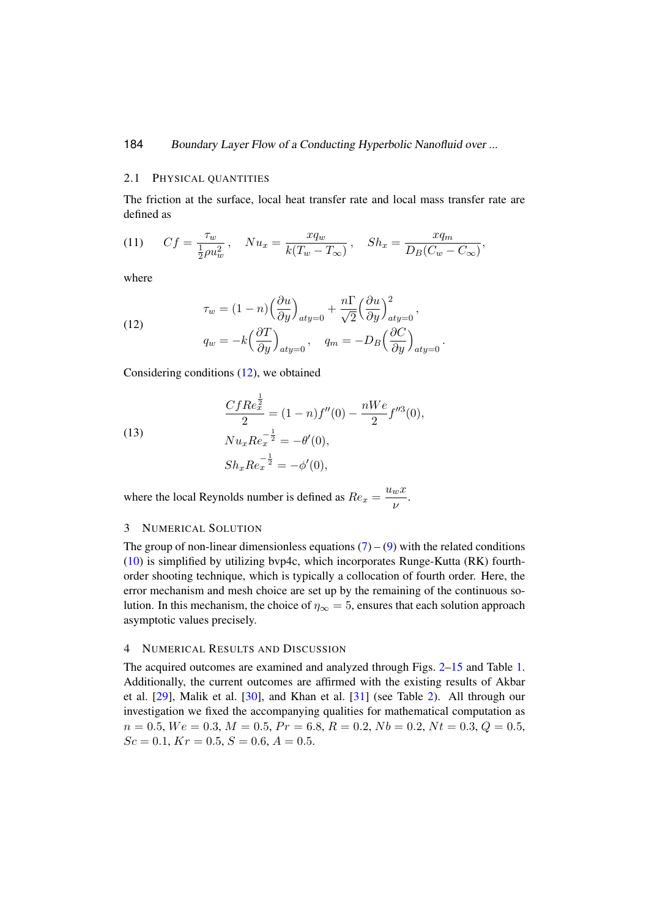### 2.1 Physical quantities

The friction at the surface, local heat transfer rate and local mass transfer rate are defined as

$$Cf = \frac{\tau_w}{\frac{1}{2}\rho u_w^2}, \quad Nu_x = \frac{xq_w}{k(T_w - T_\infty)}, \quad Sh_x = \frac{xq_m}{D_B(C_w - C_\infty)}, \tag{11}$$

where

$$\begin{aligned} \tau_w &= (1-n)\left(\frac{\partial u}{\partial y}\right)_{aty=0} + \frac{n\Gamma}{\sqrt{2}}\left(\frac{\partial u}{\partial y}\right)^2_{aty=0}, \\ q_w &= -k\left(\frac{\partial T}{\partial y}\right)_{aty=0}, \quad q_m = -D_B\left(\frac{\partial C}{\partial y}\right)_{aty=0}. \end{aligned} \tag{12}$$

Considering conditions (12), we obtained

$$\begin{aligned} \frac{CfRe_x^{\frac{1}{2}}}{2} &= (1-n)f''(0) - \frac{nWe}{2}f''^3(0), \\ Nu_x Re_x^{-\frac{1}{2}} &= -\theta'(0), \\ Sh_x Re_x^{-\frac{1}{2}} &= -\phi'(0), \end{aligned} \tag{13}$$

where the local Reynolds number is defined as $Re_x = \dfrac{u_w x}{\nu}$.

## 3 Numerical Solution

The group of non-linear dimensionless equations (7) – (9) with the related conditions (10) is simplified by utilizing bvp4c, which incorporates Runge-Kutta (RK) fourth-order shooting technique, which is typically a collocation of fourth order. Here, the error mechanism and mesh choice are set up by the remaining of the continuous solution. In this mechanism, the choice of $\eta_\infty = 5$, ensures that each solution approach asymptotic values precisely.

## 4 Numerical Results and Discussion

The acquired outcomes are examined and analyzed through Figs. 2–15 and Table 1. Additionally, the current outcomes are affirmed with the existing results of Akbar et al. [29], Malik et al. [30], and Khan et al. [31] (see Table 2). All through our investigation we fixed the accompanying qualities for mathematical computation as $n = 0.5$, $We = 0.3$, $M = 0.5$, $Pr = 6.8$, $R = 0.2$, $Nb = 0.2$, $Nt = 0.3$, $Q = 0.5$, $Sc = 0.1$, $Kr = 0.5$, $S = 0.6$, $A = 0.5$.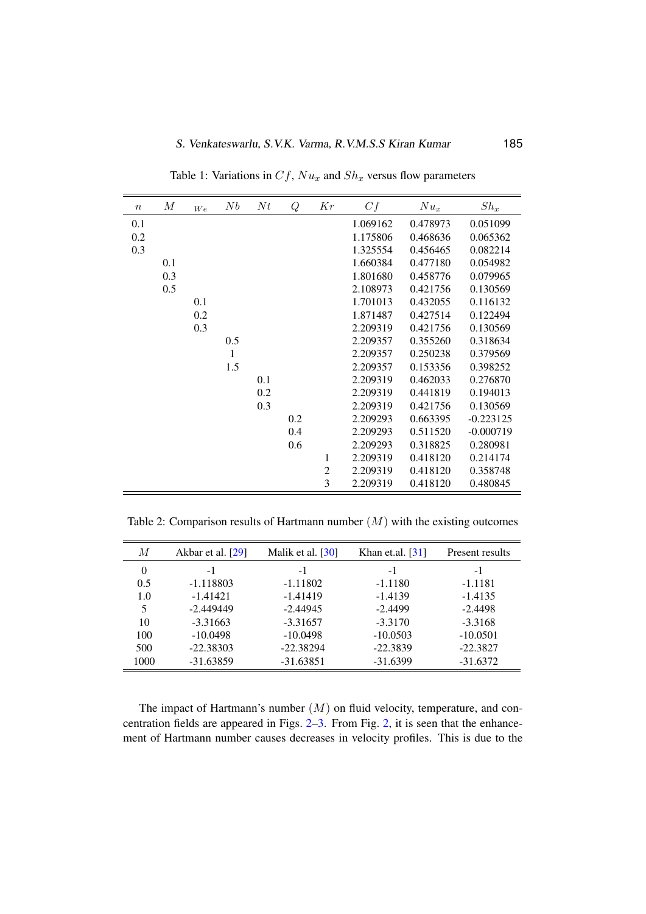Table 1: Variations in $Cf$, $Nu_x$ and $Sh_x$ versus flow parameters

| $n$ | $M$ | $We$ | $Nb$ | $Nt$ | $Q$ | $Kr$ | $Cf$ | $Nu_x$ | $Sh_x$ |
|---|---|---|---|---|---|---|---|---|---|
| 0.1 | | | | | | | 1.069162 | 0.478973 | 0.051099 |
| 0.2 | | | | | | | 1.175806 | 0.468636 | 0.065362 |
| 0.3 | | | | | | | 1.325554 | 0.456465 | 0.082214 |
| | 0.1 | | | | | | 1.660384 | 0.477180 | 0.054982 |
| | 0.3 | | | | | | 1.801680 | 0.458776 | 0.079965 |
| | 0.5 | | | | | | 2.108973 | 0.421756 | 0.130569 |
| | | 0.1 | | | | | 1.701013 | 0.432055 | 0.116132 |
| | | 0.2 | | | | | 1.871487 | 0.427514 | 0.122494 |
| | | 0.3 | | | | | 2.209319 | 0.421756 | 0.130569 |
| | | | 0.5 | | | | 2.209357 | 0.355260 | 0.318634 |
| | | | 1 | | | | 2.209357 | 0.250238 | 0.379569 |
| | | | 1.5 | | | | 2.209357 | 0.153356 | 0.398252 |
| | | | | 0.1 | | | 2.209319 | 0.462033 | 0.276870 |
| | | | | 0.2 | | | 2.209319 | 0.441819 | 0.194013 |
| | | | | 0.3 | | | 2.209319 | 0.421756 | 0.130569 |
| | | | | | 0.2 | | 2.209293 | 0.663395 | -0.223125 |
| | | | | | 0.4 | | 2.209293 | 0.511520 | -0.000719 |
| | | | | | 0.6 | | 2.209293 | 0.318825 | 0.280981 |
| | | | | | | 1 | 2.209319 | 0.418120 | 0.214174 |
| | | | | | | 2 | 2.209319 | 0.418120 | 0.358748 |
| | | | | | | 3 | 2.209319 | 0.418120 | 0.480845 |

Table 2: Comparison results of Hartmann number $(M)$ with the existing outcomes

| $M$ | Akbar et al. [29] | Malik et al. [30] | Khan et.al. [31] | Present results |
|---|---|---|---|---|
| 0 | -1 | -1 | -1 | -1 |
| 0.5 | -1.118803 | -1.11802 | -1.1180 | -1.1181 |
| 1.0 | -1.41421 | -1.41419 | -1.4139 | -1.4135 |
| 5 | -2.449449 | -2.44945 | -2.4499 | -2.4498 |
| 10 | -3.31663 | -3.31657 | -3.3170 | -3.3168 |
| 100 | -10.0498 | -10.0498 | -10.0503 | -10.0501 |
| 500 | -22.38303 | -22.38294 | -22.3839 | -22.3827 |
| 1000 | -31.63859 | -31.63851 | -31.6399 | -31.6372 |

The impact of Hartmann's number $(M)$ on fluid velocity, temperature, and concentration fields are appeared in Figs. 2–3. From Fig. 2, it is seen that the enhancement of Hartmann number causes decreases in velocity profiles. This is due to the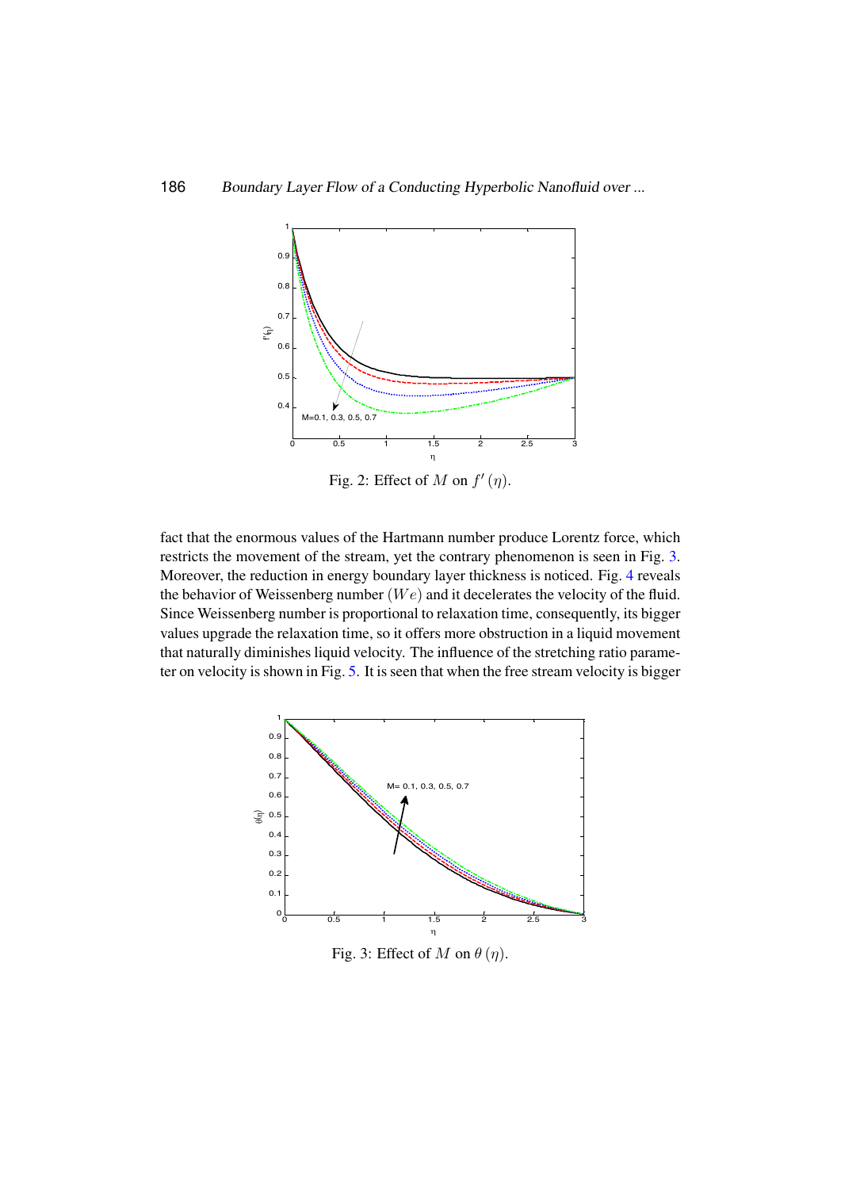Fig. 2: Effect of $M$ on $f'(\eta)$.

fact that the enormous values of the Hartmann number produce Lorentz force, which restricts the movement of the stream, yet the contrary phenomenon is seen in Fig. 3. Moreover, the reduction in energy boundary layer thickness is noticed. Fig. 4 reveals the behavior of Weissenberg number $(We)$ and it decelerates the velocity of the fluid. Since Weissenberg number is proportional to relaxation time, consequently, its bigger values upgrade the relaxation time, so it offers more obstruction in a liquid movement that naturally diminishes liquid velocity. The influence of the stretching ratio parameter on velocity is shown in Fig. 5. It is seen that when the free stream velocity is bigger

Fig. 3: Effect of $M$ on $\theta(\eta)$.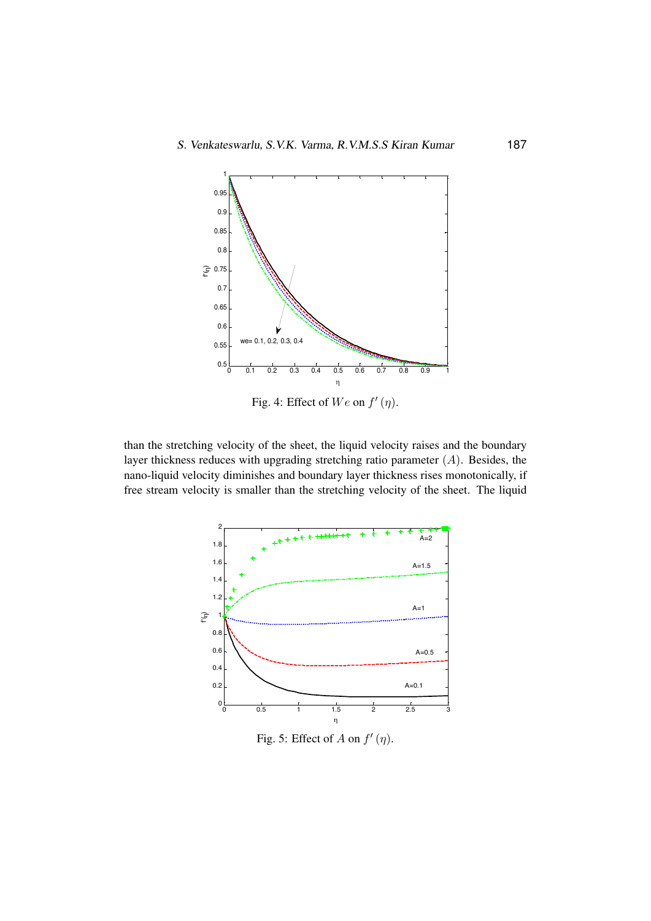Fig. 4: Effect of $We$ on $f'(\eta)$.

than the stretching velocity of the sheet, the liquid velocity raises and the boundary layer thickness reduces with upgrading stretching ratio parameter $(A)$. Besides, the nano-liquid velocity diminishes and boundary layer thickness rises monotonically, if free stream velocity is smaller than the stretching velocity of the sheet. The liquid

Fig. 5: Effect of $A$ on $f'(\eta)$.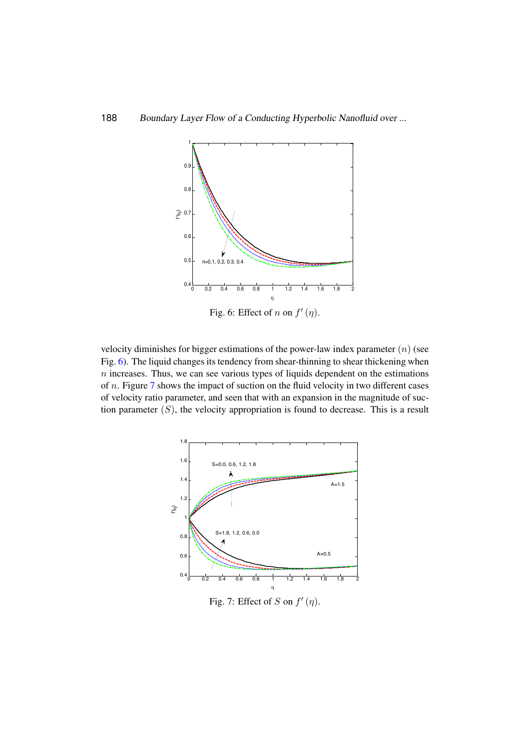Fig. 6: Effect of $n$ on $f'(\eta)$.

velocity diminishes for bigger estimations of the power-law index parameter $(n)$ (see Fig. 6). The liquid changes its tendency from shear-thinning to shear thickening when $n$ increases. Thus, we can see various types of liquids dependent on the estimations of $n$. Figure 7 shows the impact of suction on the fluid velocity in two different cases of velocity ratio parameter, and seen that with an expansion in the magnitude of suction parameter $(S)$, the velocity appropriation is found to decrease. This is a result

Fig. 7: Effect of $S$ on $f'(\eta)$.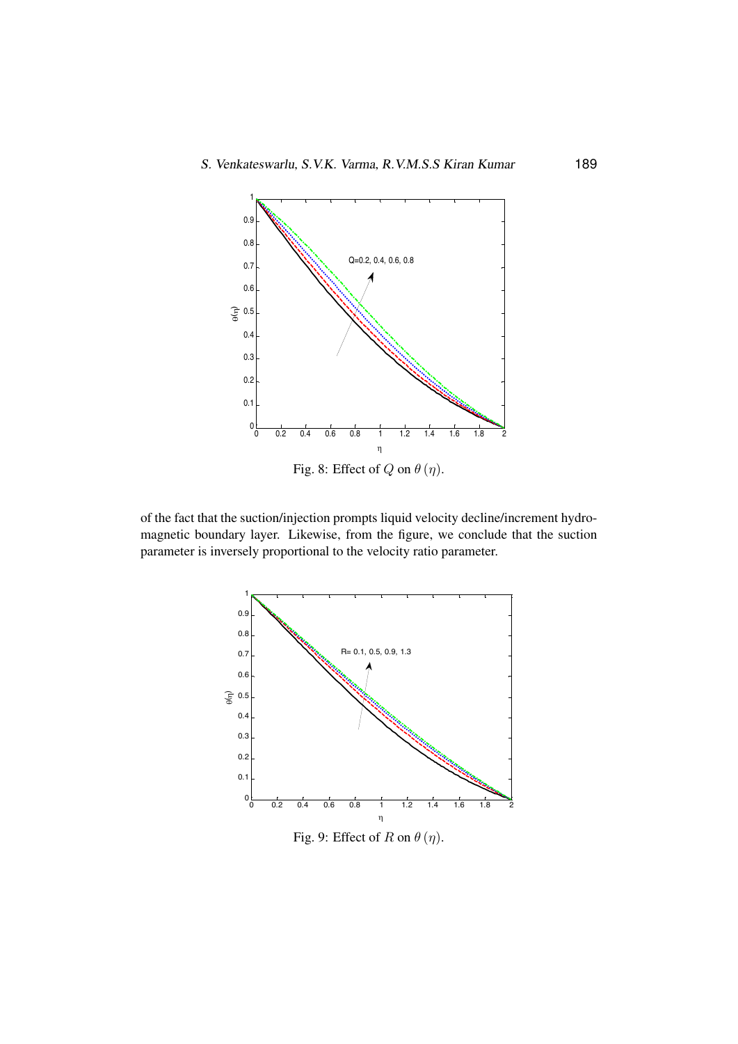Fig. 8: Effect of $Q$ on $\theta(\eta)$.

of the fact that the suction/injection prompts liquid velocity decline/increment hydromagnetic boundary layer. Likewise, from the figure, we conclude that the suction parameter is inversely proportional to the velocity ratio parameter.

Fig. 9: Effect of $R$ on $\theta(\eta)$.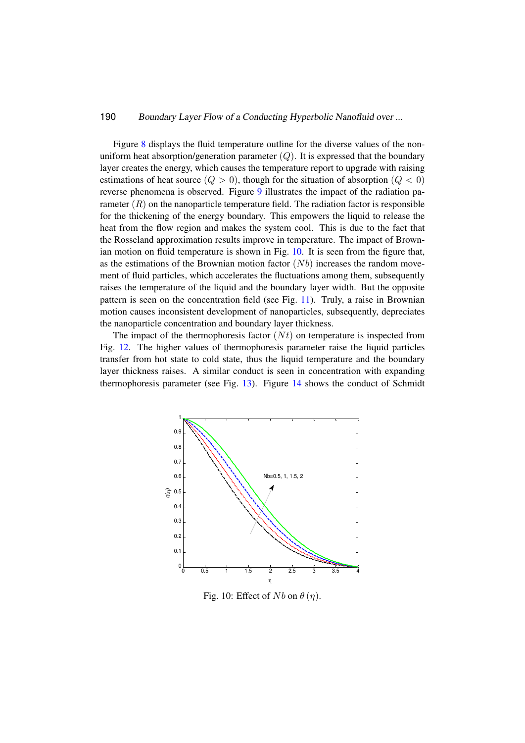Figure 8 displays the fluid temperature outline for the diverse values of the non-uniform heat absorption/generation parameter $(Q)$. It is expressed that the boundary layer creates the energy, which causes the temperature report to upgrade with raising estimations of heat source $(Q > 0)$, though for the situation of absorption $(Q < 0)$ reverse phenomena is observed. Figure 9 illustrates the impact of the radiation parameter $(R)$ on the nanoparticle temperature field. The radiation factor is responsible for the thickening of the energy boundary. This empowers the liquid to release the heat from the flow region and makes the system cool. This is due to the fact that the Rosseland approximation results improve in temperature. The impact of Brownian motion on fluid temperature is shown in Fig. 10. It is seen from the figure that, as the estimations of the Brownian motion factor $(Nb)$ increases the random movement of fluid particles, which accelerates the fluctuations among them, subsequently raises the temperature of the liquid and the boundary layer width. But the opposite pattern is seen on the concentration field (see Fig. 11). Truly, a raise in Brownian motion causes inconsistent development of nanoparticles, subsequently, depreciates the nanoparticle concentration and boundary layer thickness.

The impact of the thermophoresis factor $(Nt)$ on temperature is inspected from Fig. 12. The higher values of thermophoresis parameter raise the liquid particles transfer from hot state to cold state, thus the liquid temperature and the boundary layer thickness raises. A similar conduct is seen in concentration with expanding thermophoresis parameter (see Fig. 13). Figure 14 shows the conduct of Schmidt

Fig. 10: Effect of $Nb$ on $\theta(\eta)$.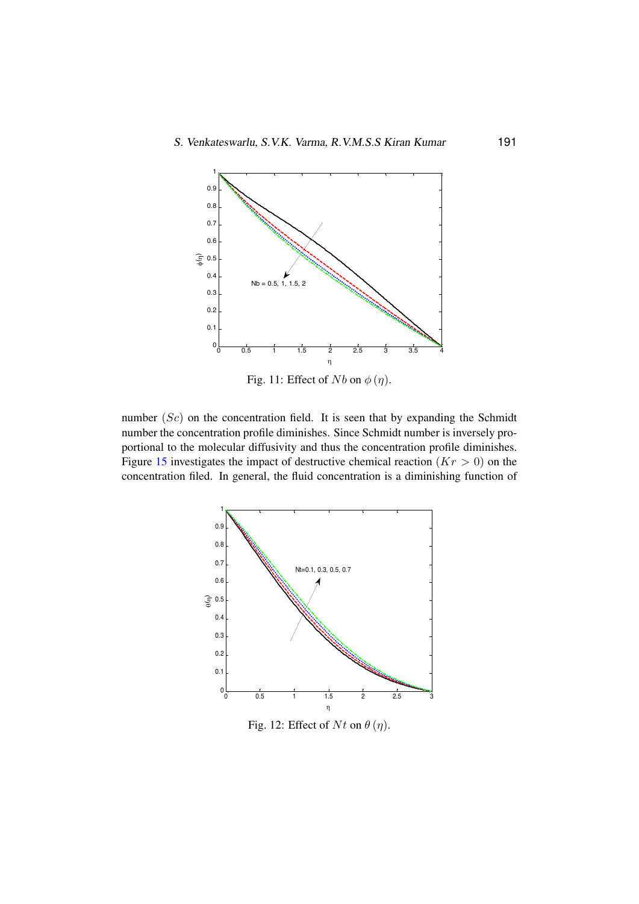Fig. 11: Effect of $Nb$ on $\phi(\eta)$.

number $(Sc)$ on the concentration field. It is seen that by expanding the Schmidt number the concentration profile diminishes. Since Schmidt number is inversely proportional to the molecular diffusivity and thus the concentration profile diminishes. Figure 15 investigates the impact of destructive chemical reaction $(Kr > 0)$ on the concentration filed. In general, the fluid concentration is a diminishing function of

Fig. 12: Effect of $Nt$ on $\theta(\eta)$.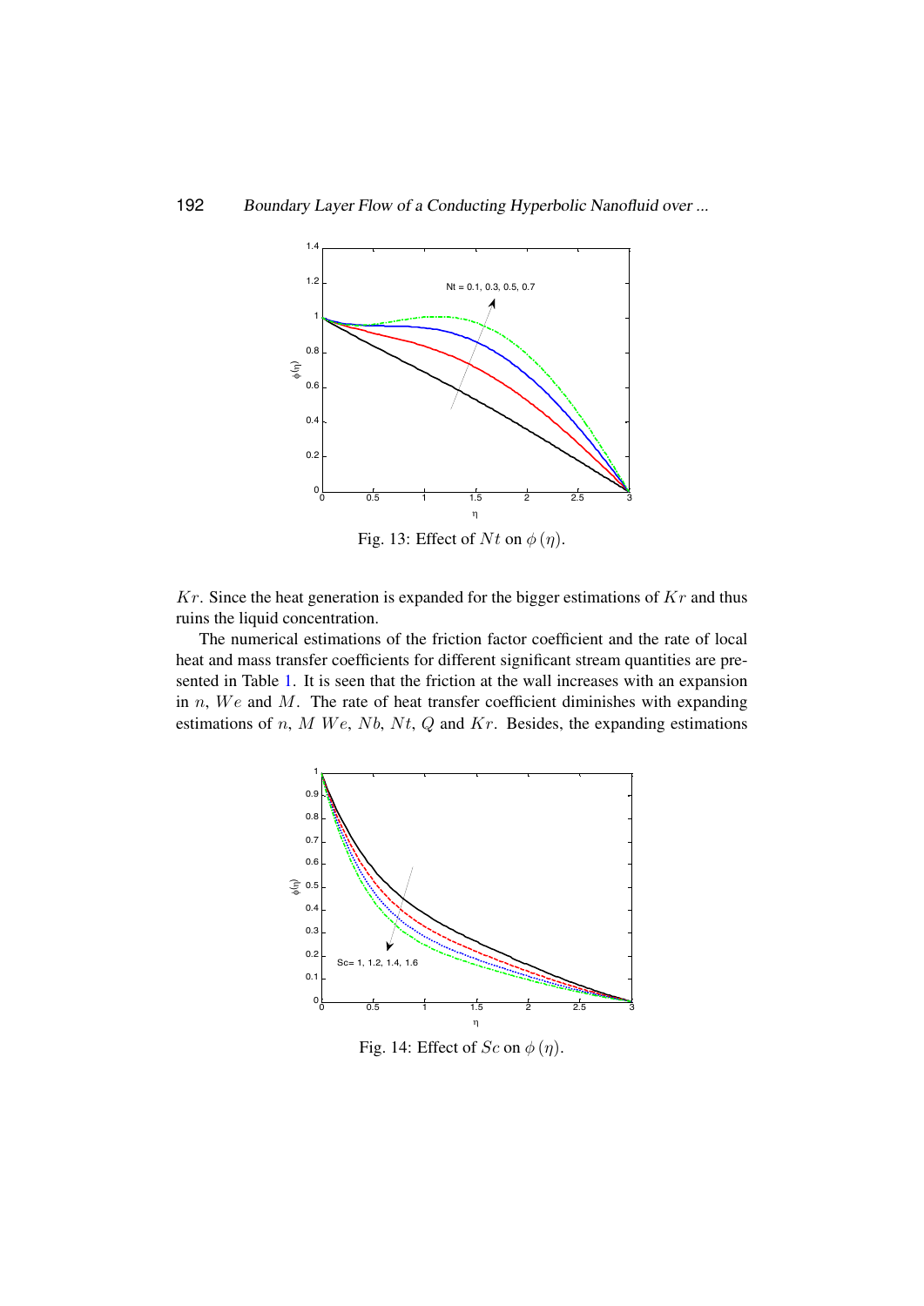Fig. 13: Effect of $Nt$ on $\phi(\eta)$.

$Kr$. Since the heat generation is expanded for the bigger estimations of $Kr$ and thus ruins the liquid concentration.

The numerical estimations of the friction factor coefficient and the rate of local heat and mass transfer coefficients for different significant stream quantities are presented in Table 1. It is seen that the friction at the wall increases with an expansion in $n$, $We$ and $M$. The rate of heat transfer coefficient diminishes with expanding estimations of $n$, $M$ $We$, $Nb$, $Nt$, $Q$ and $Kr$. Besides, the expanding estimations

Fig. 14: Effect of $Sc$ on $\phi(\eta)$.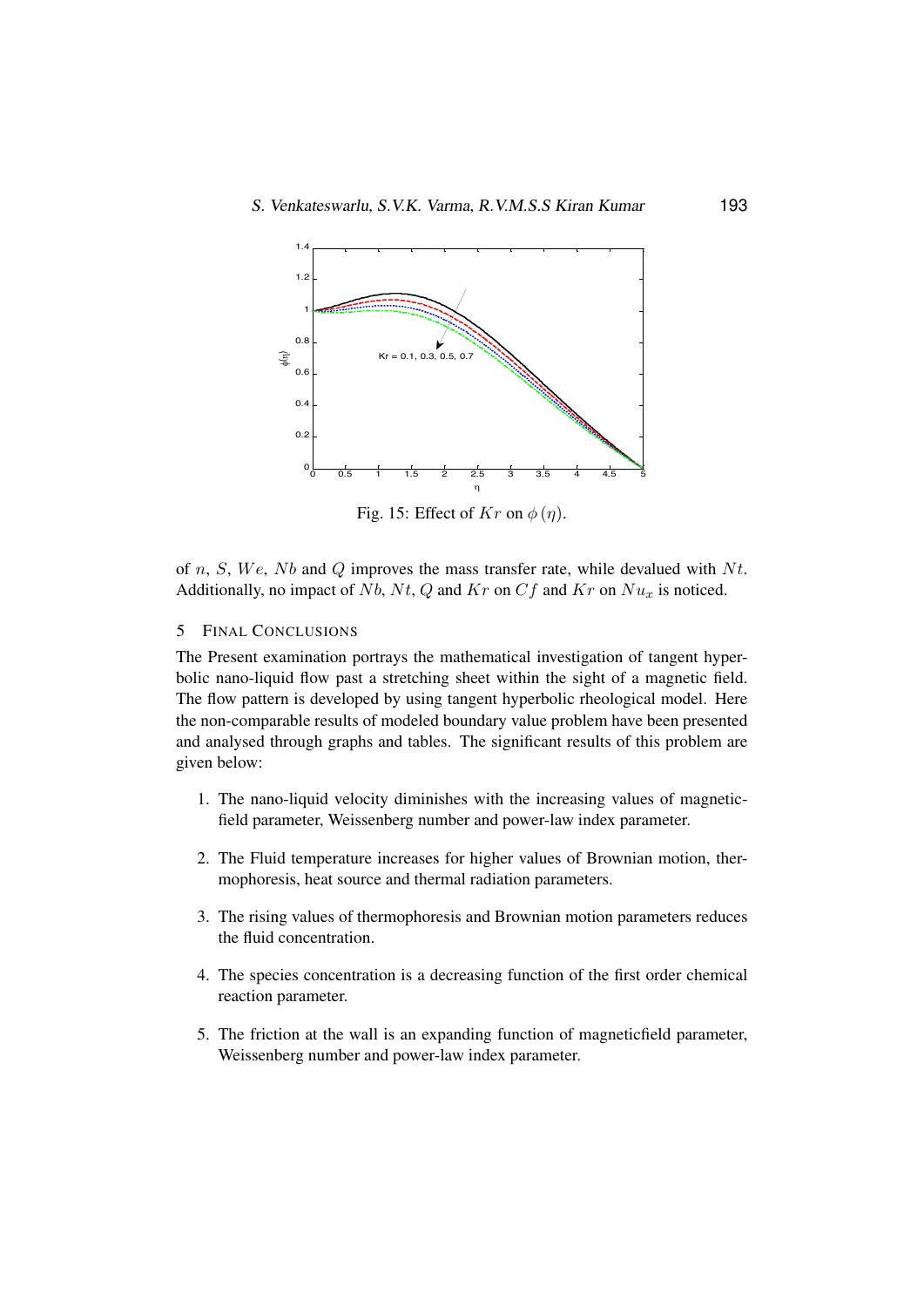Fig. 15: Effect of $Kr$ on $\phi(\eta)$.

of $n$, $S$, $We$, $Nb$ and $Q$ improves the mass transfer rate, while devalued with $Nt$. Additionally, no impact of $Nb$, $Nt$, $Q$ and $Kr$ on $Cf$ and $Kr$ on $Nu_x$ is noticed.

## 5 Final Conclusions

The Present examination portrays the mathematical investigation of tangent hyperbolic nano-liquid flow past a stretching sheet within the sight of a magnetic field. The flow pattern is developed by using tangent hyperbolic rheological model. Here the non-comparable results of modeled boundary value problem have been presented and analysed through graphs and tables. The significant results of this problem are given below:

1. The nano-liquid velocity diminishes with the increasing values of magnetic-field parameter, Weissenberg number and power-law index parameter.
2. The Fluid temperature increases for higher values of Brownian motion, thermophoresis, heat source and thermal radiation parameters.
3. The rising values of thermophoresis and Brownian motion parameters reduces the fluid concentration.
4. The species concentration is a decreasing function of the first order chemical reaction parameter.
5. The friction at the wall is an expanding function of magneticfield parameter, Weissenberg number and power-law index parameter.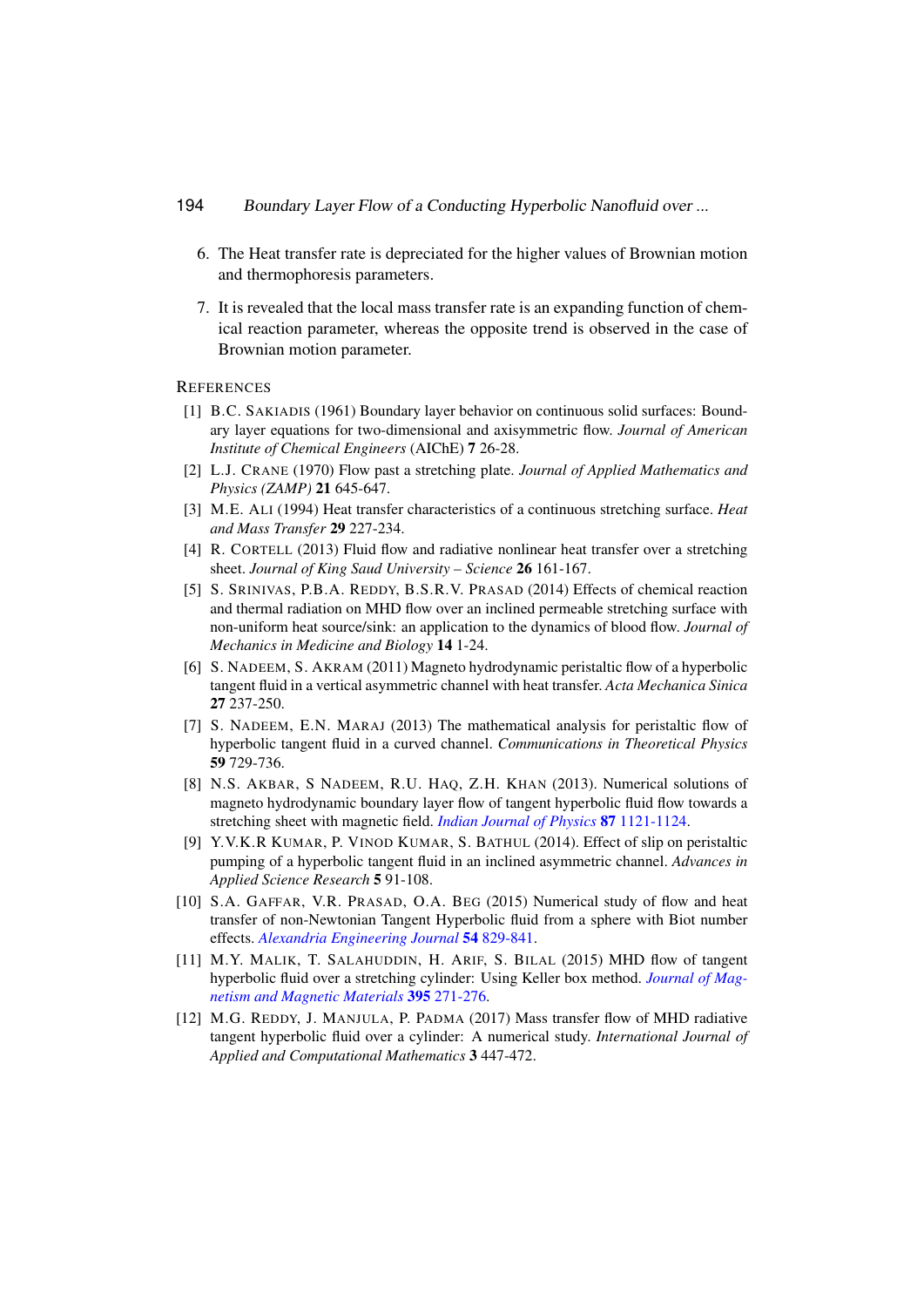6. The Heat transfer rate is depreciated for the higher values of Brownian motion and thermophoresis parameters.

7. It is revealed that the local mass transfer rate is an expanding function of chemical reaction parameter, whereas the opposite trend is observed in the case of Brownian motion parameter.

## REFERENCES

[1] B.C. SAKIADIS (1961) Boundary layer behavior on continuous solid surfaces: Boundary layer equations for two-dimensional and axisymmetric flow. *Journal of American Institute of Chemical Engineers* (AIChE) **7** 26-28.

[2] L.J. CRANE (1970) Flow past a stretching plate. *Journal of Applied Mathematics and Physics (ZAMP)* **21** 645-647.

[3] M.E. ALI (1994) Heat transfer characteristics of a continuous stretching surface. *Heat and Mass Transfer* **29** 227-234.

[4] R. CORTELL (2013) Fluid flow and radiative nonlinear heat transfer over a stretching sheet. *Journal of King Saud University – Science* **26** 161-167.

[5] S. SRINIVAS, P.B.A. REDDY, B.S.R.V. PRASAD (2014) Effects of chemical reaction and thermal radiation on MHD flow over an inclined permeable stretching surface with non-uniform heat source/sink: an application to the dynamics of blood flow. *Journal of Mechanics in Medicine and Biology* **14** 1-24.

[6] S. NADEEM, S. AKRAM (2011) Magneto hydrodynamic peristaltic flow of a hyperbolic tangent fluid in a vertical asymmetric channel with heat transfer. *Acta Mechanica Sinica* **27** 237-250.

[7] S. NADEEM, E.N. MARAJ (2013) The mathematical analysis for peristaltic flow of hyperbolic tangent fluid in a curved channel. *Communications in Theoretical Physics* **59** 729-736.

[8] N.S. AKBAR, S NADEEM, R.U. HAQ, Z.H. KHAN (2013). Numerical solutions of magneto hydrodynamic boundary layer flow of tangent hyperbolic fluid flow towards a stretching sheet with magnetic field. *Indian Journal of Physics* **87** 1121-1124.

[9] Y.V.K.R KUMAR, P. VINOD KUMAR, S. BATHUL (2014). Effect of slip on peristaltic pumping of a hyperbolic tangent fluid in an inclined asymmetric channel. *Advances in Applied Science Research* **5** 91-108.

[10] S.A. GAFFAR, V.R. PRASAD, O.A. BEG (2015) Numerical study of flow and heat transfer of non-Newtonian Tangent Hyperbolic fluid from a sphere with Biot number effects. *Alexandria Engineering Journal* **54** 829-841.

[11] M.Y. MALIK, T. SALAHUDDIN, H. ARIF, S. BILAL (2015) MHD flow of tangent hyperbolic fluid over a stretching cylinder: Using Keller box method. *Journal of Magnetism and Magnetic Materials* **395** 271-276.

[12] M.G. REDDY, J. MANJULA, P. PADMA (2017) Mass transfer flow of MHD radiative tangent hyperbolic fluid over a cylinder: A numerical study. *International Journal of Applied and Computational Mathematics* **3** 447-472.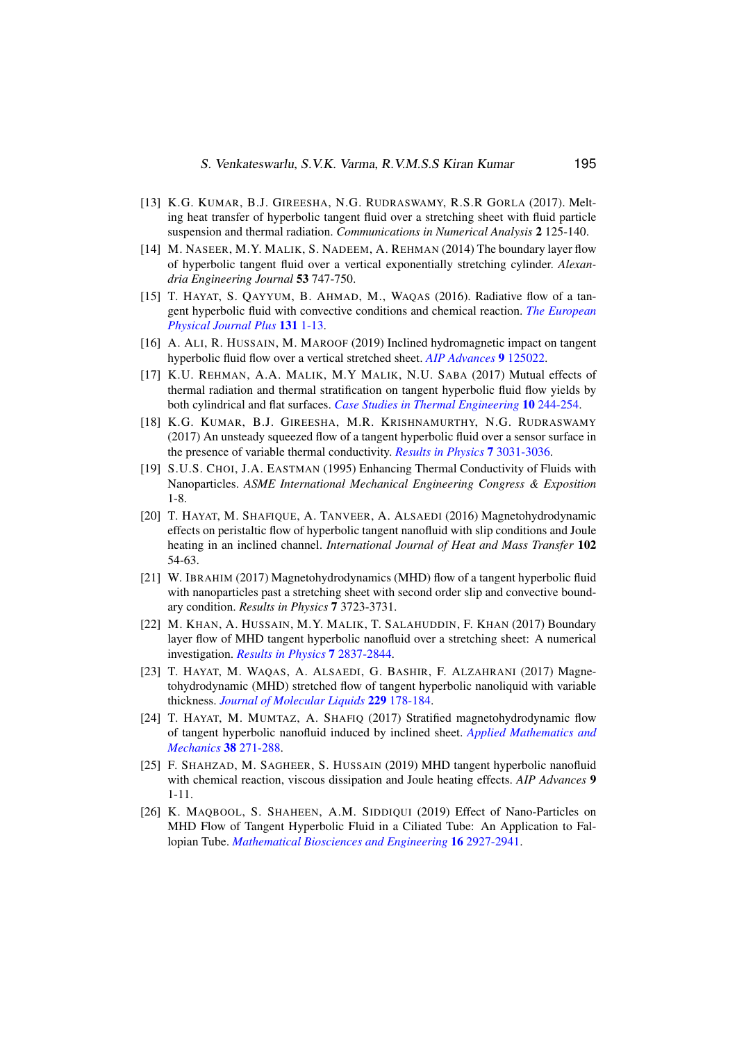[13] K.G. Kumar, B.J. Gireesha, N.G. Rudraswamy, R.S.R Gorla (2017). Melting heat transfer of hyperbolic tangent fluid over a stretching sheet with fluid particle suspension and thermal radiation. *Communications in Numerical Analysis* **2** 125-140.

[14] M. Naseer, M.Y. Malik, S. Nadeem, A. Rehman (2014) The boundary layer flow of hyperbolic tangent fluid over a vertical exponentially stretching cylinder. *Alexandria Engineering Journal* **53** 747-750.

[15] T. Hayat, S. Qayyum, B. Ahmad, M., Waqas (2016). Radiative flow of a tangent hyperbolic fluid with convective conditions and chemical reaction. *The European Physical Journal Plus* **131** 1-13.

[16] A. Ali, R. Hussain, M. Maroof (2019) Inclined hydromagnetic impact on tangent hyperbolic fluid flow over a vertical stretched sheet. *AIP Advances* **9** 125022.

[17] K.U. Rehman, A.A. Malik, M.Y Malik, N.U. Saba (2017) Mutual effects of thermal radiation and thermal stratification on tangent hyperbolic fluid flow yields by both cylindrical and flat surfaces. *Case Studies in Thermal Engineering* **10** 244-254.

[18] K.G. Kumar, B.J. Gireesha, M.R. Krishnamurthy, N.G. Rudraswamy (2017) An unsteady squeezed flow of a tangent hyperbolic fluid over a sensor surface in the presence of variable thermal conductivity. *Results in Physics* **7** 3031-3036.

[19] S.U.S. Choi, J.A. Eastman (1995) Enhancing Thermal Conductivity of Fluids with Nanoparticles. *ASME International Mechanical Engineering Congress & Exposition* 1-8.

[20] T. Hayat, M. Shafique, A. Tanveer, A. Alsaedi (2016) Magnetohydrodynamic effects on peristaltic flow of hyperbolic tangent nanofluid with slip conditions and Joule heating in an inclined channel. *International Journal of Heat and Mass Transfer* **102** 54-63.

[21] W. Ibrahim (2017) Magnetohydrodynamics (MHD) flow of a tangent hyperbolic fluid with nanoparticles past a stretching sheet with second order slip and convective boundary condition. *Results in Physics* **7** 3723-3731.

[22] M. Khan, A. Hussain, M.Y. Malik, T. Salahuddin, F. Khan (2017) Boundary layer flow of MHD tangent hyperbolic nanofluid over a stretching sheet: A numerical investigation. *Results in Physics* **7** 2837-2844.

[23] T. Hayat, M. Waqas, A. Alsaedi, G. Bashir, F. Alzahrani (2017) Magnetohydrodynamic (MHD) stretched flow of tangent hyperbolic nanoliquid with variable thickness. *Journal of Molecular Liquids* **229** 178-184.

[24] T. Hayat, M. Mumtaz, A. Shafiq (2017) Stratified magnetohydrodynamic flow of tangent hyperbolic nanofluid induced by inclined sheet. *Applied Mathematics and Mechanics* **38** 271-288.

[25] F. Shahzad, M. Sagheer, S. Hussain (2019) MHD tangent hyperbolic nanofluid with chemical reaction, viscous dissipation and Joule heating effects. *AIP Advances* **9** 1-11.

[26] K. Maqbool, S. Shaheen, A.M. Siddiqui (2019) Effect of Nano-Particles on MHD Flow of Tangent Hyperbolic Fluid in a Ciliated Tube: An Application to Fallopian Tube. *Mathematical Biosciences and Engineering* **16** 2927-2941.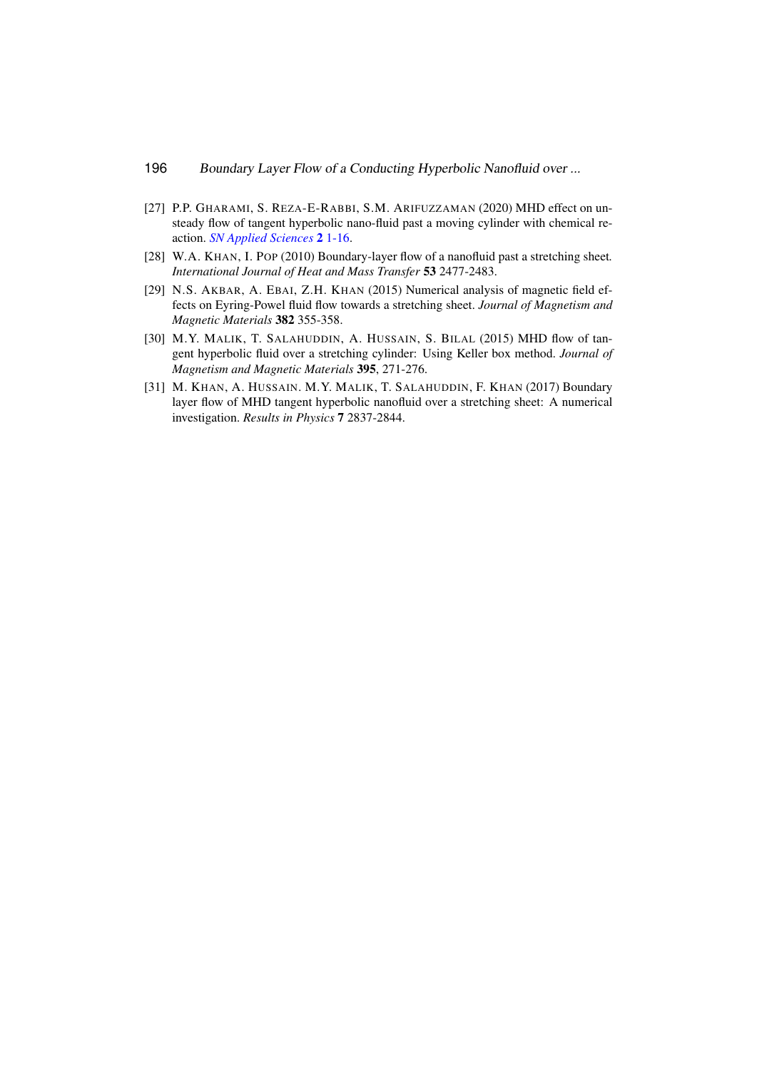[27] P.P. Gharami, S. Reza-E-Rabbi, S.M. Arifuzzaman (2020) MHD effect on unsteady flow of tangent hyperbolic nano-fluid past a moving cylinder with chemical reaction. *SN Applied Sciences* **2** 1-16.

[28] W.A. Khan, I. Pop (2010) Boundary-layer flow of a nanofluid past a stretching sheet. *International Journal of Heat and Mass Transfer* **53** 2477-2483.

[29] N.S. Akbar, A. Ebai, Z.H. Khan (2015) Numerical analysis of magnetic field effects on Eyring-Powel fluid flow towards a stretching sheet. *Journal of Magnetism and Magnetic Materials* **382** 355-358.

[30] M.Y. Malik, T. Salahuddin, A. Hussain, S. Bilal (2015) MHD flow of tangent hyperbolic fluid over a stretching cylinder: Using Keller box method. *Journal of Magnetism and Magnetic Materials* **395**, 271-276.

[31] M. Khan, A. Hussain. M.Y. Malik, T. Salahuddin, F. Khan (2017) Boundary layer flow of MHD tangent hyperbolic nanofluid over a stretching sheet: A numerical investigation. *Results in Physics* **7** 2837-2844.